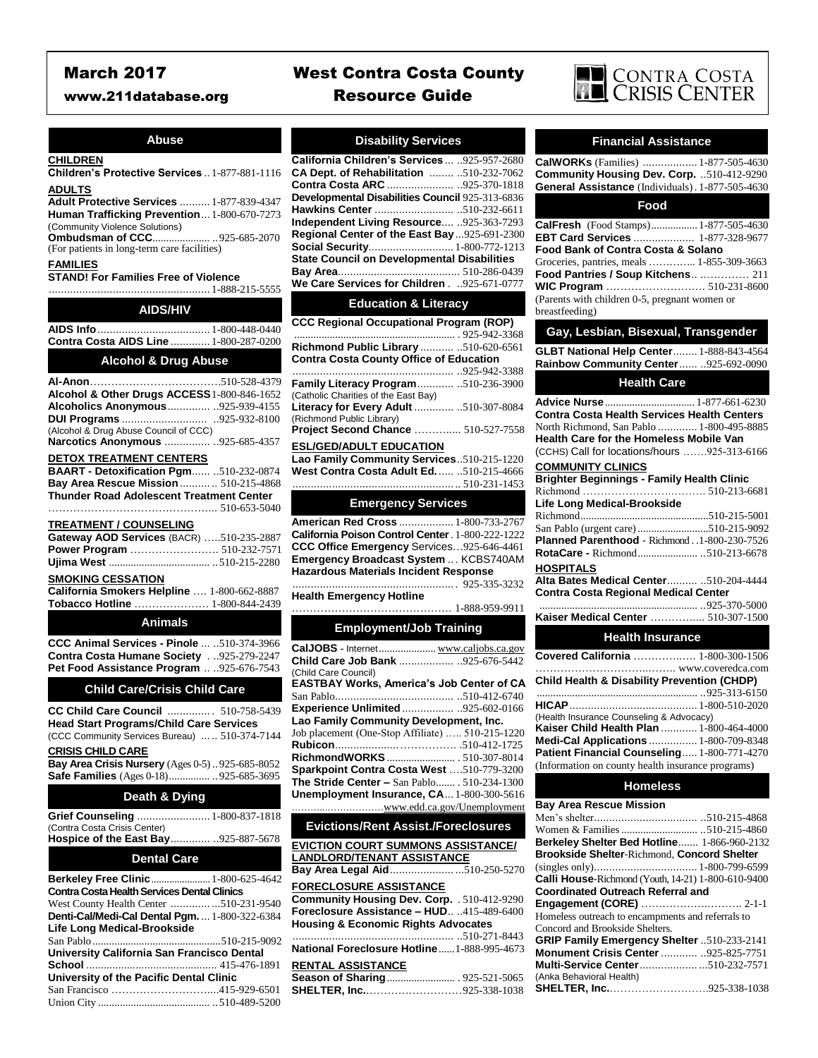# West Contra Costa County Resource Guide

March 2017

www.211database.org

CONTRA COSTA CRISIS CENTER

## Abuse

### CHILDREN

**Children's Protective Services** .. 1-877-881-1116

### ADULTS

**Adult Protective Services** .......... 1-877-839-4347
**Human Trafficking Prevention**... 1-800-670-7273
(Community Violence Solutions)
**Ombudsman of CCC**..................... ..925-685-2070
(For patients in long-term care facilities)

### FAMILIES

**STAND! For Families Free of Violence**
..................................................... 1-888-215-5555

## AIDS/HIV

**AIDS Info**..................................... 1-800-448-0440
**Contra Costa AIDS Line** ............. 1-800-287-0200

## Alcohol & Drug Abuse

**Al-Anon**.....................................510-528-4379
**Alcohol & Other Drugs ACCESS** 1-800-846-1652
**Alcoholics Anonymous**.............. ..925-939-4155
**DUI Programs** ............................ ..925-932-8100
(Alcohol & Drug Abuse Council of CCC)
**Narcotics Anonymous** ............... ..925-685-4357

### DETOX TREATMENT CENTERS

**BAART - Detoxification Pgm**...... ..510-232-0874
**Bay Area Rescue Mission**........... .. 510-215-4868
**Thunder Road Adolescent Treatment Center**
.............................................. 510-653-5040

### TREATMENT / COUNSELING

**Gateway AOD Services** (BACR) .....510-235-2887
**Power Program** ......................... 510-232-7571
**Ujima West** ..................................... ..510-215-2280

### SMOKING CESSATION

**California Smokers Helpline** .... 1-800-662-8887
**Tobacco Hotline** ..................... 1-800-844-2439

## Animals

**CCC Animal Services - Pinole** ... ..510-374-3966
**Contra Costa Humane Society** . ..925-279-2247
**Pet Food Assistance Program** .. ..925-676-7543

## Child Care/Crisis Child Care

**CC Child Care Council** .............. 510-758-5439
**Head Start Programs/Child Care Services**
(CCC Community Services Bureau) ..... 510-374-7144

### CRISIS CHILD CARE

**Bay Area Crisis Nursery** (Ages 0-5) ..925-685-8052
**Safe Families** (Ages 0-18)............... ..925-685-3695

## Death & Dying

**Grief Counseling** ........................ 1-800-837-1818
(Contra Costa Crisis Center)
**Hospice of the East Bay**............. ..925-887-5678

## Dental Care

**Berkeley Free Clinic**...................... 1-800-625-4642
**Contra Costa Health Services Dental Clinics**
West County Health Center .............. ...510-231-9540
**Denti-Cal/Medi-Cal Dental Pgm.**... 1-800-322-6384
**Life Long Medical-Brookside**
San Pablo...............................................510-215-9092
**University California San Francisco Dental School** ............................................ 415-476-1891
**University of the Pacific Dental Clinic**
San Francisco ...............................415-929-6501
Union City ......................................... ..510-489-5200

## Disability Services

**California Children's Services** ... ..925-957-2680
**CA Dept. of Rehabilitation** ........ ..510-232-7062
**Contra Costa ARC** ...................... ..925-370-1818
**Developmental Disabilities Council** 925-313-6836
**Hawkins Center** .......................... ..510-232-6611
**Independent Living Resource**.... ..925-363-7293
**Regional Center of the East Bay**...925-691-2300
**Social Security**............................ 1-800-772-1213
**State Council on Developmental Disabilities Bay Area**......................................... 510-286-0439
**We Care Services for Children** . ..925-671-0777

## Education & Literacy

**CCC Regional Occupational Program (ROP)**
.......................................................... . 925-942-3368
**Richmond Public Library** ........... ..510-620-6561
**Contra Costa County Office of Education**
..................................................... ..925-942-3388
**Family Literacy Program**............ ..510-236-3900
(Catholic Charities of the East Bay)
**Literacy for Every Adult** ............. ..510-307-8084
(Richmond Public Library)
**Project Second Chance** ............... 510-527-7558

### ESL/GED/ADULT EDUCATION

**Lao Family Community Services**..510-215-1220
**West Contra Costa Adult Ed.**...... ..510-215-4666
...................................................... .. 510-231-1453

## Emergency Services

**American Red Cross** .................. 1-800-733-2767
**California Poison Control Center** . 1-800-222-1222
**CCC Office Emergency** Services...925-646-4461
**Emergency Broadcast System** ... KCBS740AM
**Hazardous Materials Incident Response**
..................................................... 925-335-3232
**Health Emergency Hotline**
............................................. 1-888-959-9911

## Employment/Job Training

**CalJOBS** - Internet..................... www.caljobs.ca.gov
**Child Care Job Bank** .................. ..925-676-5442
(Child Care Council)
**EASTBAY Works, America's Job Center of CA**
San Pablo....................................... ..510-412-6740
**Experience Unlimited**.................. ..925-602-0166
**Lao Family Community Development, Inc.**
Job placement (One-Stop Affiliate) ..... 510-215-1220
**Rubicon**..................................... .510-412-1725
**RichmondWORKS**......................... . 510-307-8014
**Sparkpoint Contra Costa West** ....510-779-3200
**The Stride Center –** San Pablo....... . 510-234-1300
**Unemployment Insurance, CA**... 1-800-300-5616
..............................www.edd.ca.gov/Unemployment

## Evictions/Rent Assist./Foreclosures

### EVICTION COURT SUMMONS ASSISTANCE/ LANDLORD/TENANT ASSISTANCE

**Bay Area Legal Aid**...................... ...510-250-5270

### FORECLOSURE ASSISTANCE

**Community Housing Dev. Corp.** . 510-412-9290
**Foreclosure Assistance – HUD**.. ..415-489-6400
**Housing & Economic Rights Advocates**
..................................................... ..510-271-8443
**National Foreclosure Hotline**......1-888-995-4673

### RENTAL ASSISTANCE

**Season of Sharing**......................... . 925-521-5065
**SHELTER, Inc.**.........................925-338-1038

## Financial Assistance

**CalWORKs** (Families) .................. 1-877-505-4630
**Community Housing Dev. Corp.** ..510-412-9290
**General Assistance** (Individuals) . 1-877-505-4630

## Food

**CalFresh** (Food Stamps)................. 1-877-505-4630
**EBT Card Services** .................... 1-877-328-9677
**Food Bank of Contra Costa & Solano**
Groceries, pantries, meals .............. 1-855-309-3663
**Food Pantries / Soup Kitchens**.. .............. 211
**WIC Program** ............................ 510-231-8600
(Parents with children 0-5, pregnant women or breastfeeding)

## Gay, Lesbian, Bisexual, Transgender

**GLBT National Help Center**........ 1-888-843-4564
**Rainbow Community Center**...... ..925-692-0090

## Health Care

**Advice Nurse**................................. 1-877-661-6230
**Contra Costa Health Services Health Centers**
North Richmond, San Pablo ............. 1-800-495-8885
**Health Care for the Homeless Mobile Van**
(CCHS) Call for locations/hours .......925-313-6166

### COMMUNITY CLINICS

**Brighter Beginnings - Family Health Clinic**
Richmond .................................... 510-213-6681
**Life Long Medical-Brookside**
Richmond...............................................510-215-5001
San Pablo (urgent care) ..........................510-215-9092
**Planned Parenthood** - Richmond . . 1-800-230-7526
**RotaCare** - Richmond...................... ..510-213-6678

### HOSPITALS

**Alta Bates Medical Center**.......... ..510-204-4444
**Contra Costa Regional Medical Center**
.......................................................... ..925-370-5000
**Kaiser Medical Center** ............... 510-307-1500

## Health Insurance

**Covered California** ................. 1-800-300-1506
....................................... www.coveredca.com
**Child Health & Disability Prevention (CHDP)**
.......................................................... ..925-313-6150
**HICAP**.......................................... 1-800-510-2020
(Health Insurance Counseling & Advocacy)
**Kaiser Child Health Plan** ............ 1-800-464-4000
**Medi-Cal Applications**................ 1-800-709-8348
**Patient Financial Counseling**..... 1-800-771-4270
(Information on county health insurance programs)

## Homeless

**Bay Area Rescue Mission**
Men's shelter.................................. ..510-215-4868
Women & Families .......................... ..510-215-4860
**Berkeley Shelter Bed Hotline**....... 1-866-960-2132
**Brookside Shelter**-Richmond, **Concord Shelter**
(singles only).................................. 1-800-799-6599
**Calli House**-Richmond (Youth, 14-21) 1-800-610-9400
**Coordinated Outreach Referral and Engagement (CORE)** ............................ 2-1-1
Homeless outreach to encampments and referrals to Concord and Brookside Shelters.
**GRIP Family Emergency Shelter** ..510-233-2141
**Monument Crisis Center** ............ ..925-825-7751
**Multi-Service Center**.................... ...510-232-7571
(Anka Behavioral Health)
**SHELTER, Inc.**..........................925-338-1038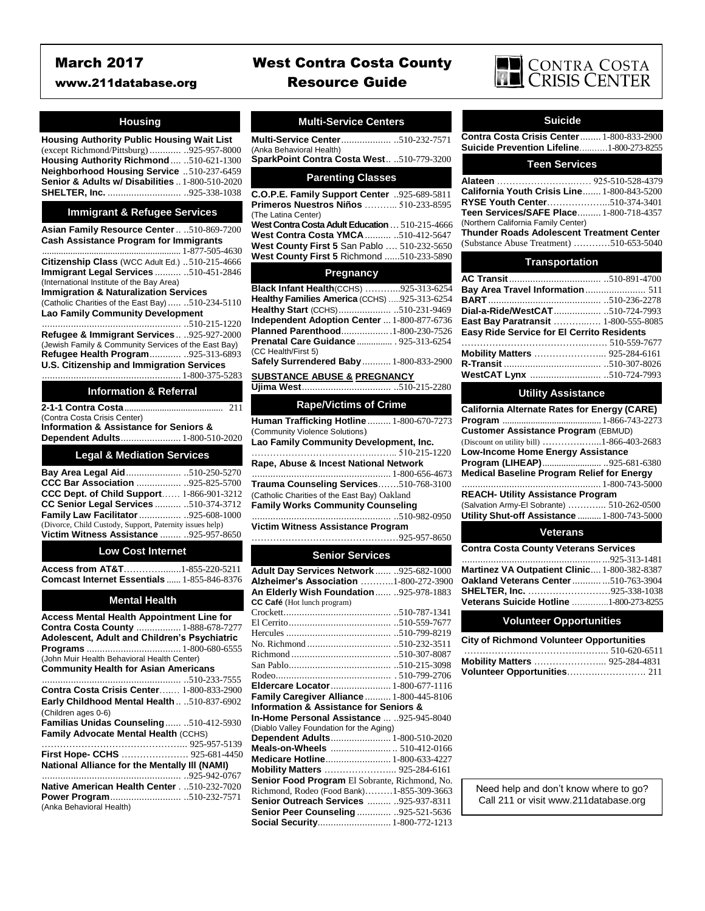# March 2017 — West Contra Costa County Resource Guide

www.211database.org

CONTRA COSTA CRISIS CENTER

## Housing

**Housing Authority Public Housing Wait List** (except Richmond/Pittsburg) ............ ..925-957-8000
**Housing Authority Richmond** .... ..510-621-1300
**Neighborhood Housing Service** ..510-237-6459
**Senior & Adults w/ Disabilities** .. 1-800-510-2020
**SHELTER, Inc.** ............................ ..925-338-1038

## Immigrant & Refugee Services

**Asian Family Resource Center** .. ..510-869-7200
**Cash Assistance Program for Immigrants** .......................................................... 1-877-505-4630
**Citizenship Class** (WCC Adult Ed.) ..510-215-4666
**Immigrant Legal Services** .......... ..510-451-2846
(International Institute of the Bay Area)
**Immigration & Naturalization Services**
(Catholic Charities of the East Bay) ...... ..510-234-5110
**Lao Family Community Development** ..................................................... ..510-215-1220
**Refugee & Immigrant Services** .. ..925-927-2000
(Jewish Family & Community Services of the East Bay)
**Refugee Health Program** ............ ..925-313-6893
**U.S. Citizenship and Immigration Services** ..................................................... 1-800-375-5283

## Information & Referral

**2-1-1 Contra Costa** .......................................... 211
(Contra Costa Crisis Center)
**Information & Assistance for Seniors & Dependent Adults** ....................... 1-800-510-2020

## Legal & Mediation Services

**Bay Area Legal Aid** ..................... ..510-250-5270
**CCC Bar Association** ................. ..925-825-5700
**CCC Dept. of Child Support** …… 1-866-901-3212
**CC Senior Legal Services** .......... ..510-374-3712
**Family Law Facilitator** ................ ..925-608-1000
(Divorce, Child Custody, Support, Paternity issues help)
**Victim Witness Assistance** ........ ..925-957-8650

## Low Cost Internet

**Access from AT&T** ………….......1-855-220-5211
**Comcast Internet Essentials** ...... 1-855-846-8376

## Mental Health

**Access Mental Health Appointment Line for Contra Costa County** ................. 1-888-678-7277
**Adolescent, Adult and Children's Psychiatric Programs** .................................... 1-800-680-6555
(John Muir Health Behavioral Health Center)
**Community Health for Asian Americans** ..................................................... ..510-233-7555
**Contra Costa Crisis Center** ....... 1-800-833-2900
**Early Childhood Mental Health** .. ..510-837-6902
(Children ages 0-6)
**Familias Unidas Counseling** ...... ..510-412-5930
**Family Advocate Mental Health** (CCHS) ………………………………………... 925-957-5139
**First Hope- CCHS** …………………. 925-681-4450
**National Alliance for the Mentally Ill (NAMI)** ..................................................... ..925-942-0767
**Native American Health Center** . ..510-232-7020
**Power Program** ........................... ..510-232-7571
(Anka Behavioral Health)

## Multi-Service Centers

**Multi-Service Center** ................... ..510-232-7571
(Anka Behavioral Health)
**SparkPoint Contra Costa West** .. ..510-779-3200

## Parenting Classes

**C.O.P.E. Family Support Center** ..925-689-5811
**Primeros Nuestros Niños** ……….. 510-233-8595
(The Latina Center)
**West Contra Costa Adult Education** … 510-215-4666
**West Contra Costa YMCA** .......... ..510-412-5647
**West County First 5** San Pablo …. 510-232-5650
**West County First 5** Richmond ......510-233-5890

## Pregnancy

**Black Infant Health** (CCHS) ………...925-313-6254
**Healthy Families America** (CCHS) .....925-313-6254
**Healthy Start** (CCHS) .................... ..510-231-9469
**Independent Adoption Center** ... 1-800-877-6736
**Planned Parenthood** .................. .1-800-230-7526
**Prenatal Care Guidance** ............. . 925-313-6254
(CC Health/First 5)
**Safely Surrendered Baby** ........... 1-800-833-2900

**SUBSTANCE ABUSE & PREGNANCY**
**Ujima West** .................................. ..510-215-2280

## Rape/Victims of Crime

**Human Trafficking Hotline** ......... 1-800-670-7273
(Community Violence Solutions)
**Lao Family Community Development, Inc.** ………………………………….…….. 510-215-1220
**Rape, Abuse & Incest National Network** ..................................................... 1-800-656-4673
**Trauma Counseling Services** …….510-768-3100
(Catholic Charities of the East Bay) Oakland
**Family Works Community Counseling** ..................................................... ..510-982-0950
**Victim Witness Assistance Program** …………………………………………925-957-8650

## Senior Services

**Adult Day Services Network** ...... ..925-682-1000
**Alzheimer's Association** ………..1-800-272-3900
**An Elderly Wish Foundation** ...... ..925-978-1883
**CC Café** (Hot lunch program)
Crockett......................................... ..510-787-1341
El Cerrito....................................... ..510-559-7677
Hercules ........................................ ..510-799-8219
No. Richmond ................................ ..510-232-3511
Richmond ...................................... ..510-307-8087
San Pablo....................................... ..510-215-3098
Rodeo............................................ . 510-799-2706
**Eldercare Locator** ....................... 1-800-677-1116
**Family Caregiver Alliance** .......... 1-800-445-8106
**Information & Assistance for Seniors &**
**In-Home Personal Assistance** ... ..925-945-8040
(Diablo Valley Foundation for the Aging)
**Dependent Adults** ....................... 1-800-510-2020
**Meals-on-Wheels** ....................... .. 510-412-0166
**Medicare Hotline** ......................... 1-800-633-4227
**Mobility Matters** ………………….. 925-284-6161
**Senior Food Program** El Sobrante, Richmond, No. Richmond, Rodeo (Food Bank)………1-855-309-3663
**Senior Outreach Services** ......... ..925-937-8311
**Senior Peer Counseling** ............. ..925-521-5636
**Social Security** ............................ 1-800-772-1213

## Suicide

**Contra Costa Crisis Center** ........ 1-800-833-2900
**Suicide Prevention Lifeline** ……...1-800-273-8255

## Teen Services

**Alateen** ……………………….…… 925-510-528-4379
**California Youth Crisis Line** ....... 1-800-843-5200
**RYSE Youth Center** ………………...510-374-3401
**Teen Services/SAFE Place** ......... 1-800-718-4357
(Northern California Family Center)
**Thunder Roads Adolescent Treatment Center**
(Substance Abuse Treatment) …………510-653-5040

## Transportation

**AC Transit** ................................... ..510-891-4700
**Bay Area Travel Information** ....................... 511
**BART** ........................................... ..510-236-2278
**Dial-a-Ride/WestCAT** .................. ..510-724-7993
**East Bay Paratransit** ……….…… 1-800-555-8085
**Easy Ride Service for El Cerrito Residents** ……………………………………..…… 510-559-7677
**Mobility Matters** …………………... 925-284-6161
**R-Transit** ..................................... ..510-307-8026
**WestCAT Lynx** ........................... ..510-724-7993

## Utility Assistance

**California Alternate Rates for Energy (CARE) Program** ......................................... 1-866-743-2273
**Customer Assistance Program** (EBMUD)
(Discount on utility bill) ……………....1-866-403-2683
**Low-Income Home Energy Assistance Program (LIHEAP)** ......................... ..925-681-6380
**Medical Baseline Program Relief for Energy** ..................................................... 1-800-743-5000
**REACH- Utility Assistance Program**
(Salvation Army-El Sobrante) ………….. 510-262-0500
**Utility Shut-off Assistance** .......... 1-800-743-5000

## Veterans

**Contra Costa County Veterans Services** .......................................................925-313-1481
**Martinez VA Outpatient Clinic** .... 1-800-382-8387
**Oakland Veterans Center** ............ ..510-763-3904
**SHELTER, Inc.** ……………………….925-338-1038
**Veterans Suicide Hotline** …………..1-800-273-8255

## Volunteer Opportunities

**City of Richmond Volunteer Opportunities** …………………………………..……... 510-620-6511
**Mobility Matters** …………………... 925-284-4831
**Volunteer Opportunities** ………….…………… 211

Need help and don't know where to go? Call 211 or visit www.211database.org